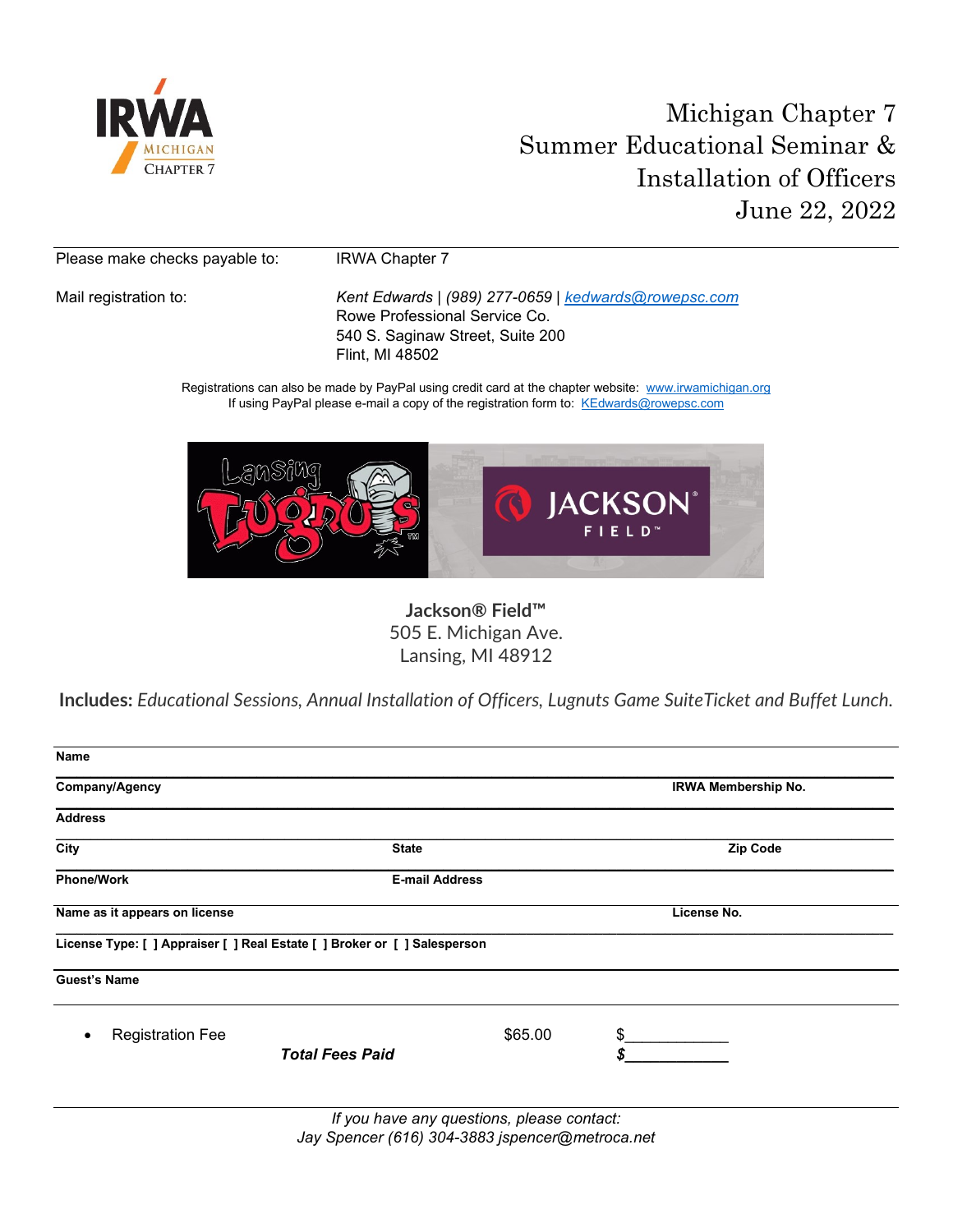# Michigan Chapter 7 Summer Educational Seminar & Installation of Officers

## June 22, 2022

Please make checks payable to: IRWA Chapter 7

Mail registration to: *Kent Edwards | (989) 277-0659 | kedwards@rowepsc.com*
Rowe Professional Service Co.
540 S. Saginaw Street, Suite 200
Flint, MI 48502

Registrations can also be made by PayPal using credit card at the chapter website: www.irwamichigan.org
If using PayPal please e-mail a copy of the registration form to: KEdwards@rowepsc.com

**Jackson® Field™**
505 E. Michigan Ave.
Lansing, MI 48912

**Includes:** *Educational Sessions, Annual Installation of Officers, Lugnuts Game SuiteTicket and Buffet Lunch.*

**Name**

**Company/Agency** **IRWA Membership No.**

**Address**

**City** **State** **Zip Code**

**Phone/Work** **E-mail Address**

**Name as it appears on license** **License No.**

**License Type: [ ] Appraiser [ ] Real Estate [ ] Broker or [ ] Salesperson**

**Guest's Name**

- Registration Fee $65.00 $____________

***Total Fees Paid*** ***$____________***

*If you have any questions, please contact:*
*Jay Spencer (616) 304-3883 jspencer@metroca.net*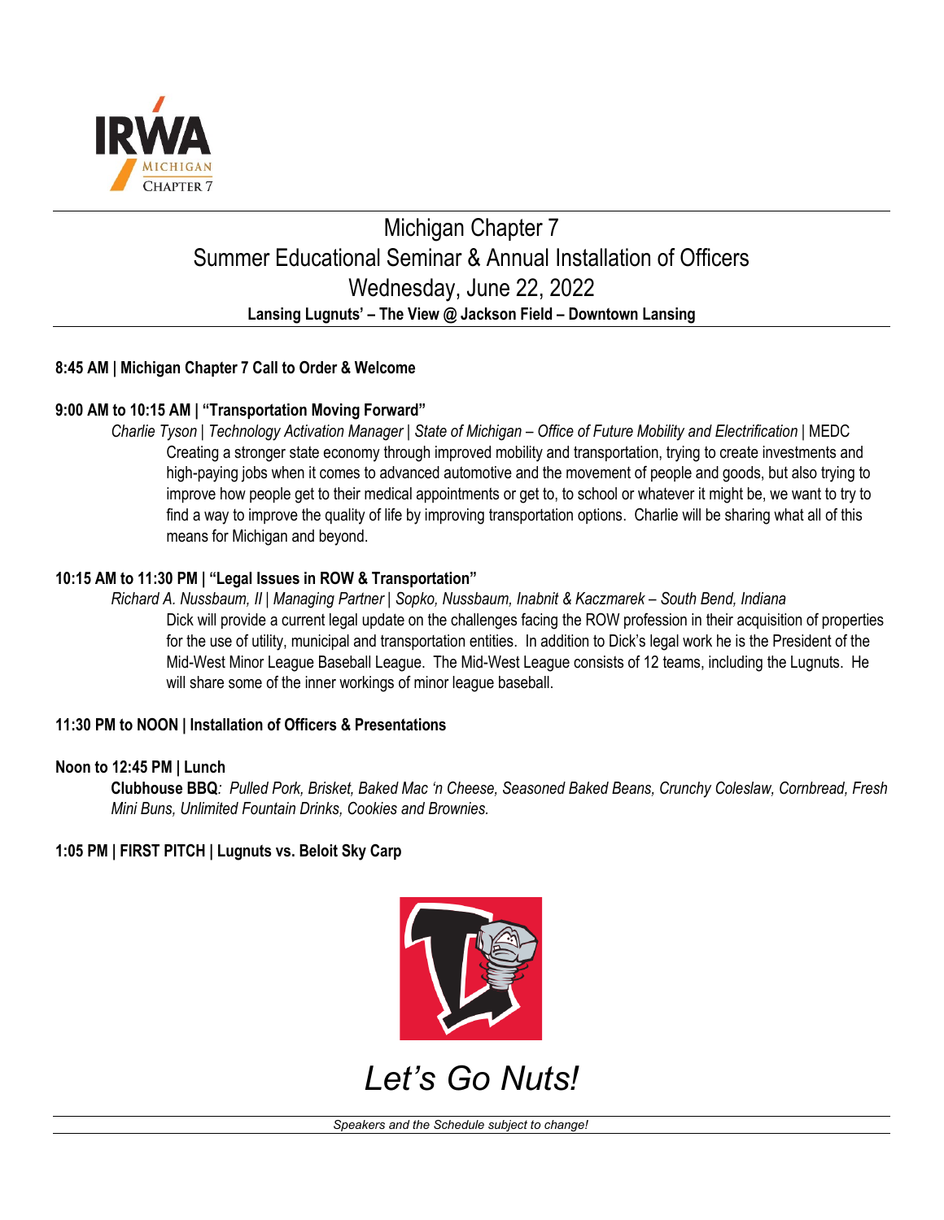IRWA MICHIGAN CHAPTER 7

# Michigan Chapter 7
## Summer Educational Seminar & Annual Installation of Officers
## Wednesday, June 22, 2022

**Lansing Lugnuts' – The View @ Jackson Field – Downtown Lansing**

**8:45 AM | Michigan Chapter 7 Call to Order & Welcome**

**9:00 AM to 10:15 AM | "Transportation Moving Forward"**

*Charlie Tyson | Technology Activation Manager | State of Michigan – Office of Future Mobility and Electrification* | MEDC

Creating a stronger state economy through improved mobility and transportation, trying to create investments and high-paying jobs when it comes to advanced automotive and the movement of people and goods, but also trying to improve how people get to their medical appointments or get to, to school or whatever it might be, we want to try to find a way to improve the quality of life by improving transportation options. Charlie will be sharing what all of this means for Michigan and beyond.

**10:15 AM to 11:30 PM | "Legal Issues in ROW & Transportation"**

*Richard A. Nussbaum, II | Managing Partner | Sopko, Nussbaum, Inabnit & Kaczmarek – South Bend, Indiana*

Dick will provide a current legal update on the challenges facing the ROW profession in their acquisition of properties for the use of utility, municipal and transportation entities. In addition to Dick's legal work he is the President of the Mid-West Minor League Baseball League. The Mid-West League consists of 12 teams, including the Lugnuts. He will share some of the inner workings of minor league baseball.

**11:30 PM to NOON | Installation of Officers & Presentations**

**Noon to 12:45 PM | Lunch**

**Clubhouse BBQ**: *Pulled Pork, Brisket, Baked Mac 'n Cheese, Seasoned Baked Beans, Crunchy Coleslaw, Cornbread, Fresh Mini Buns, Unlimited Fountain Drinks, Cookies and Brownies.*

**1:05 PM | FIRST PITCH | Lugnuts vs. Beloit Sky Carp**

*Let's Go Nuts!*

*Speakers and the Schedule subject to change!*